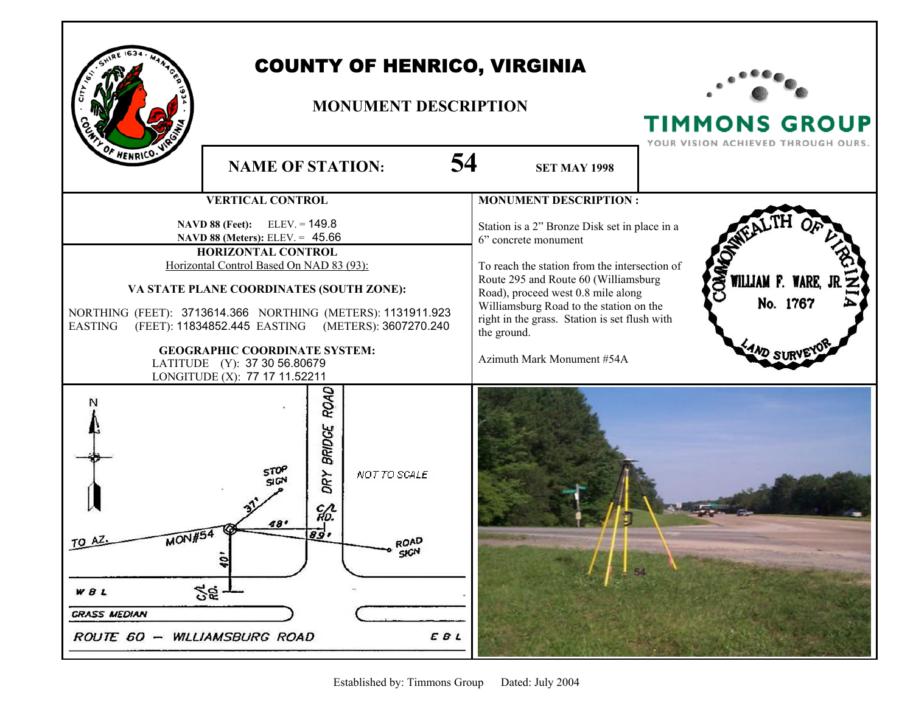# COUNTY OF HENRICO, VIRGINIA

## MONUMENT DESCRIPTION

TIMMONS GROUP
YOUR VISION ACHIEVED THROUGH OURS.

**NAME OF STATION:** **54** **SET MAY 1998**

### VERTICAL CONTROL

**NAVD 88 (Feet):** ELEV. = 149.8
**NAVD 88 (Meters):** ELEV. = 45.66

### HORIZONTAL CONTROL

Horizontal Control Based On NAD 83 (93):

**VA STATE PLANE COORDINATES (SOUTH ZONE):**

NORTHING (FEET): 3713614.366 NORTHING (METERS): 1131911.923
EASTING (FEET): 11834852.445 EASTING (METERS): 3607270.240

**GEOGRAPHIC COORDINATE SYSTEM:**

LATITUDE (Y): 37 30 56.80679
LONGITUDE (X): 77 17 11.52211

### MONUMENT DESCRIPTION :

Station is a 2" Bronze Disk set in place in a 6" concrete monument

To reach the station from the intersection of Route 295 and Route 60 (Williamsburg Road), proceed west 0.8 mile along Williamsburg Road to the station on the right in the grass. Station is set flush with the ground.

Azimuth Mark Monument #54A

COMMONWEALTH OF VIRGINIA
WILLIAM F. WARE, JR.
No. 1767
LAND SURVEYOR

N
DRY BRIDGE ROAD
NOT TO SCALE
STOP SIGN
37'
48'
C/L RD.
89'
TO AZ.
MON#54
ROAD SIGN
40'
W B L
C/L RD.
GRASS MEDIAN
ROUTE 60 — WILLIAMSBURG ROAD
E B L

Established by: Timmons Group Dated: July 2004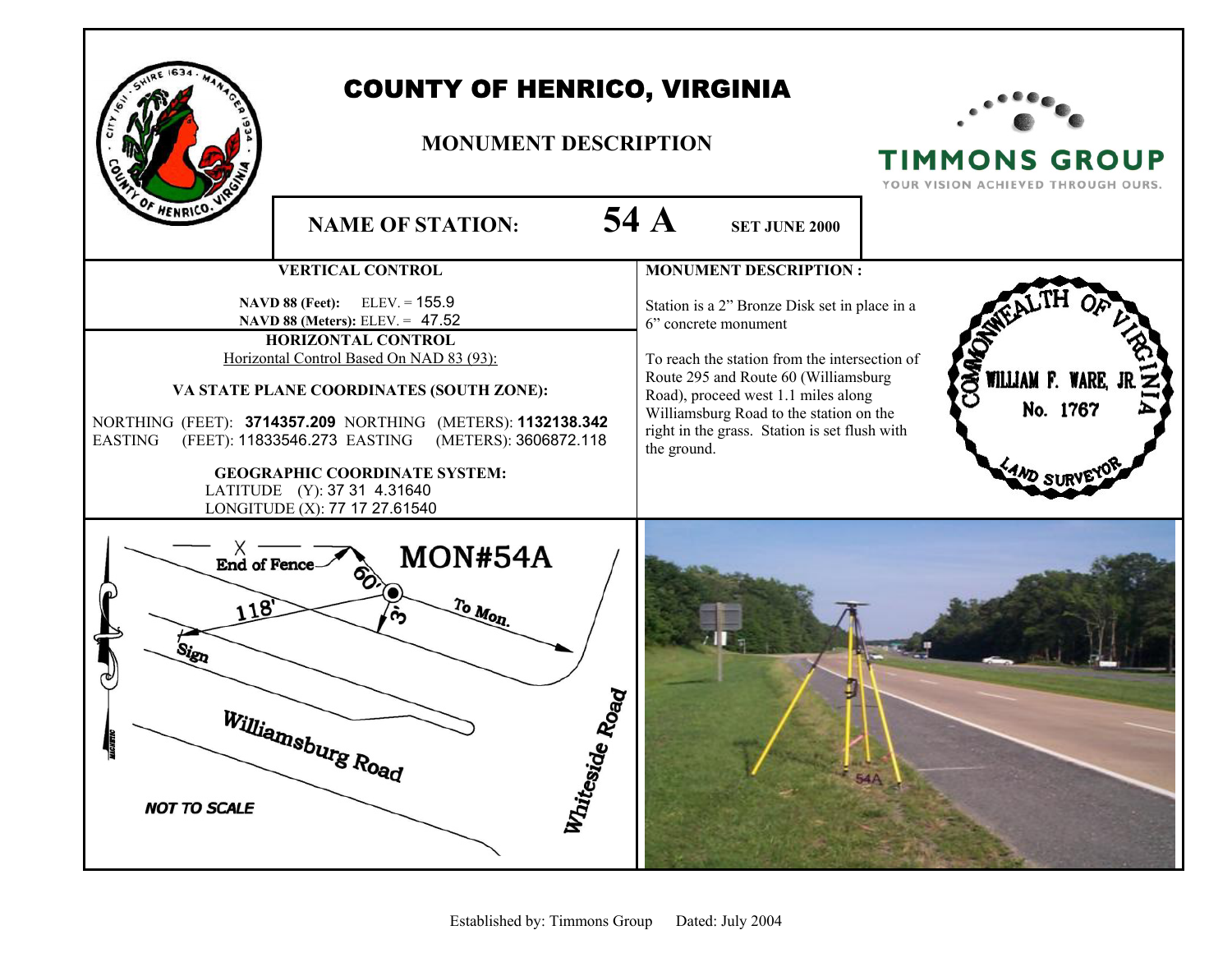# COUNTY OF HENRICO, VIRGINIA

## MONUMENT DESCRIPTION

TIMMONS GROUP
YOUR VISION ACHIEVED THROUGH OURS.

**NAME OF STATION:** **54 A** **SET JUNE 2000**

**VERTICAL CONTROL**

**NAVD 88 (Feet):** ELEV. = 155.9
**NAVD 88 (Meters):** ELEV. = 47.52

**HORIZONTAL CONTROL**

Horizontal Control Based On NAD 83 (93):

**VA STATE PLANE COORDINATES (SOUTH ZONE):**

NORTHING (FEET): **3714357.209** NORTHING (METERS): **1132138.342**
EASTING (FEET): 11833546.273 EASTING (METERS): 3606872.118

**GEOGRAPHIC COORDINATE SYSTEM:**

LATITUDE (Y): 37 31 4.31640
LONGITUDE (X): 77 17 27.61540

**MONUMENT DESCRIPTION :**

Station is a 2" Bronze Disk set in place in a 6" concrete monument

To reach the station from the intersection of Route 295 and Route 60 (Williamsburg Road), proceed west 1.1 miles along Williamsburg Road to the station on the right in the grass. Station is set flush with the ground.

COMMONWEALTH OF VIRGINIA
WILLIAM F. WARE, JR.
No. 1767
LAND SURVEYOR

MON#54A
End of Fence
60'
3'
118'
Sign
To Mon.
Williamsburg Road
Whiteside Road
NOT TO SCALE

Established by: Timmons Group Dated: July 2004